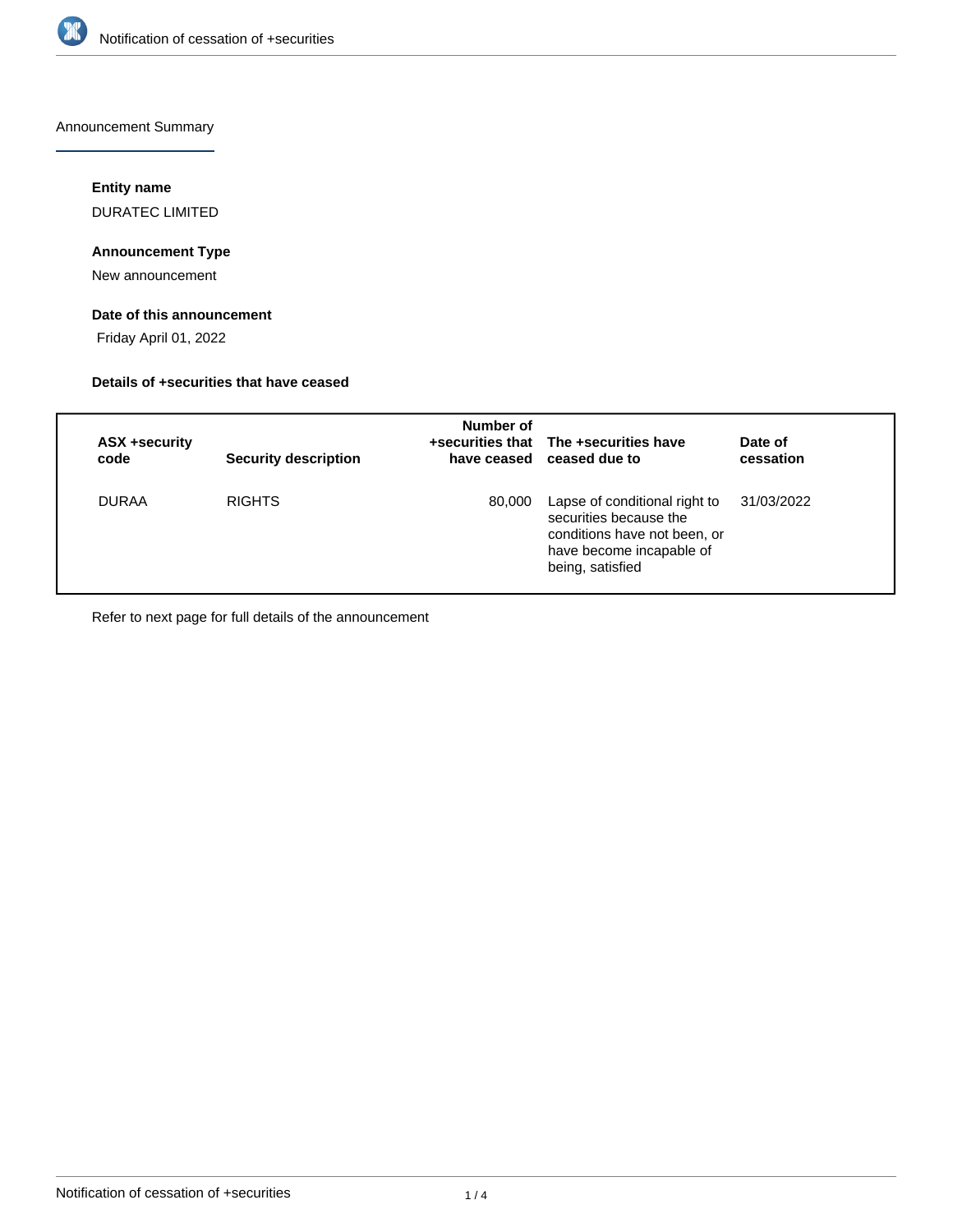Announcement Summary

**Entity name**

DURATEC LIMITED

**Announcement Type**

New announcement

**Date of this announcement**

Friday April 01, 2022

**Details of +securities that have ceased**

| ASX +security code | Security description | Number of +securities that have ceased | The +securities have ceased due to | Date of cessation |
| --- | --- | --- | --- | --- |
| DURAA | RIGHTS | 80,000 | Lapse of conditional right to securities because the conditions have not been, or have become incapable of being, satisfied | 31/03/2022 |

Refer to next page for full details of the announcement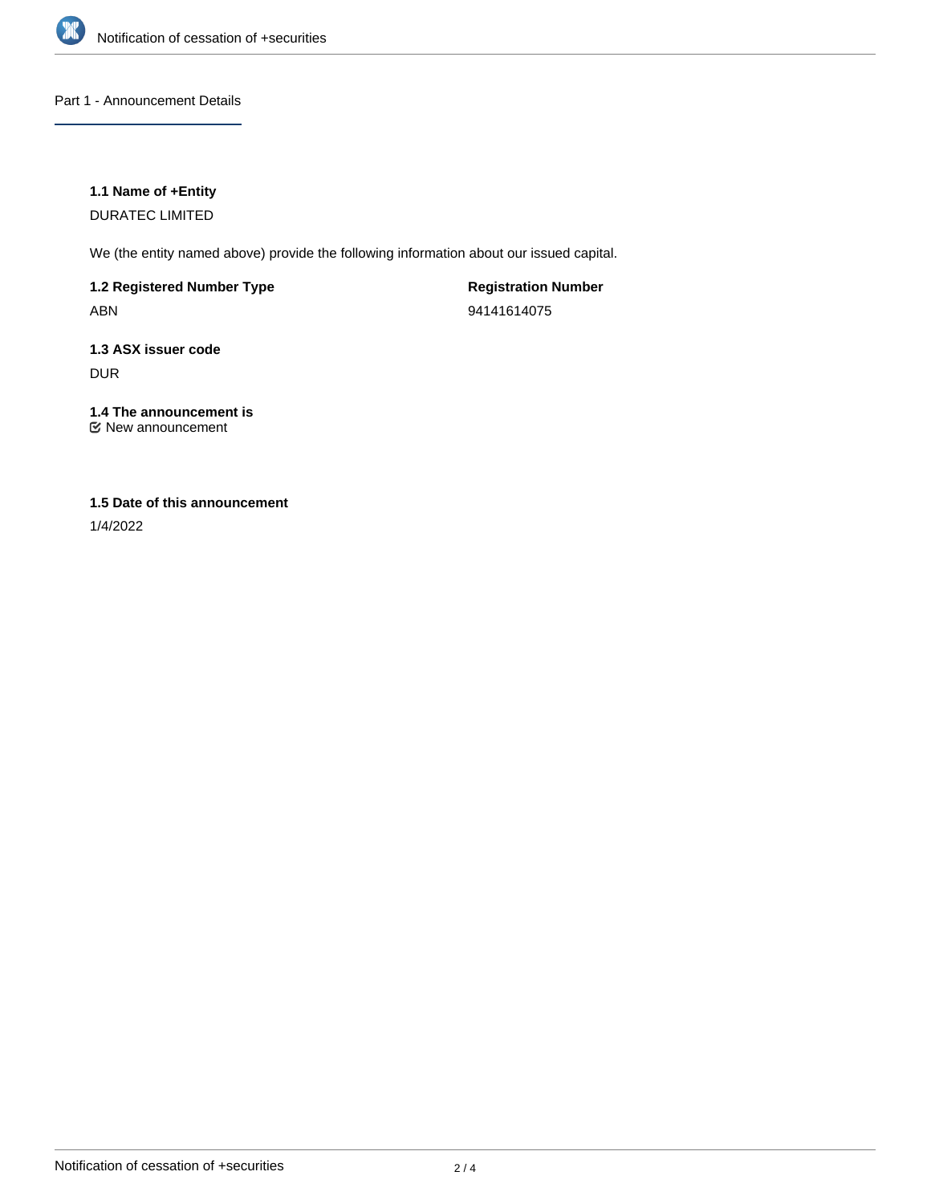## Part 1 - Announcement Details

### 1.1 Name of +Entity

DURATEC LIMITED

We (the entity named above) provide the following information about our issued capital.

**1.2 Registered Number Type**

ABN

**Registration Number**

94141614075

**1.3 ASX issuer code**

DUR

**1.4 The announcement is**

☑ New announcement

**1.5 Date of this announcement**

1/4/2022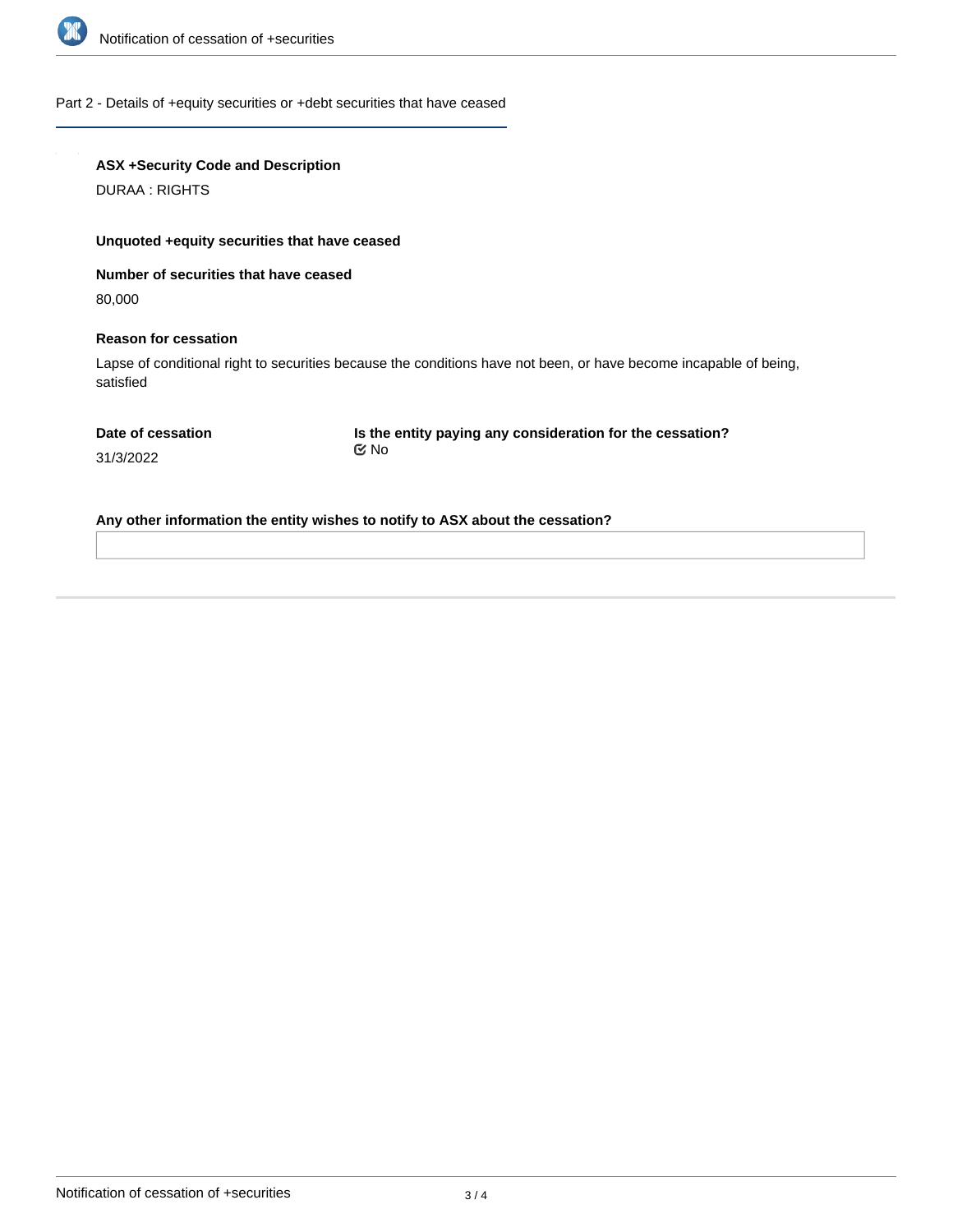## Part 2 - Details of +equity securities or +debt securities that have ceased

**ASX +Security Code and Description**

DURAA : RIGHTS

**Unquoted +equity securities that have ceased**

**Number of securities that have ceased**

80,000

**Reason for cessation**

Lapse of conditional right to securities because the conditions have not been, or have become incapable of being, satisfied

**Date of cessation**

31/3/2022

**Is the entity paying any consideration for the cessation?**

☑ No

**Any other information the entity wishes to notify to ASX about the cessation?**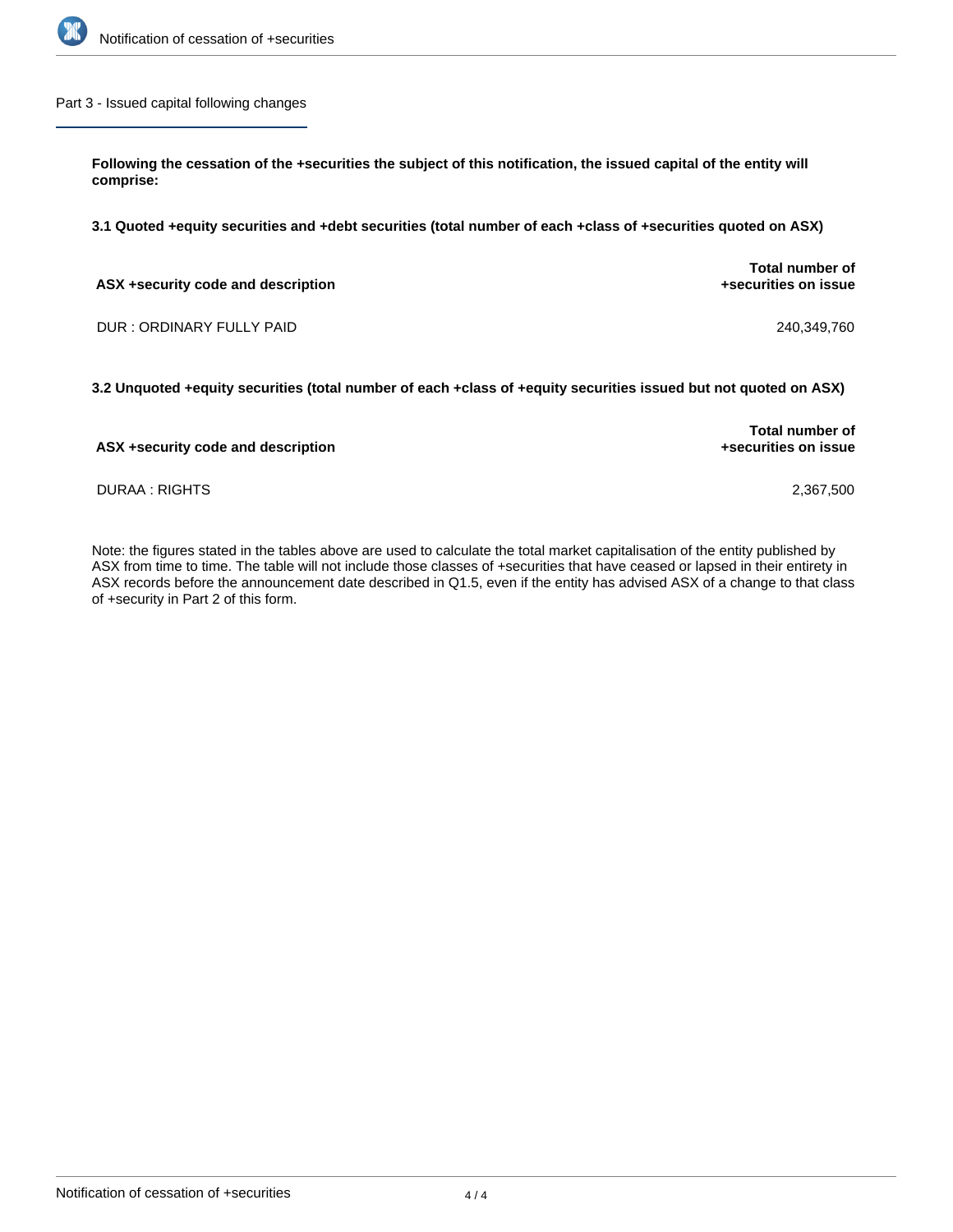## Part 3 - Issued capital following changes

**Following the cessation of the +securities the subject of this notification, the issued capital of the entity will comprise:**

**3.1 Quoted +equity securities and +debt securities (total number of each +class of +securities quoted on ASX)**

| ASX +security code and description | Total number of +securities on issue |
| --- | --- |
| DUR : ORDINARY FULLY PAID | 240,349,760 |

**3.2 Unquoted +equity securities (total number of each +class of +equity securities issued but not quoted on ASX)**

| ASX +security code and description | Total number of +securities on issue |
| --- | --- |
| DURAA : RIGHTS | 2,367,500 |

Note: the figures stated in the tables above are used to calculate the total market capitalisation of the entity published by ASX from time to time. The table will not include those classes of +securities that have ceased or lapsed in their entirety in ASX records before the announcement date described in Q1.5, even if the entity has advised ASX of a change to that class of +security in Part 2 of this form.